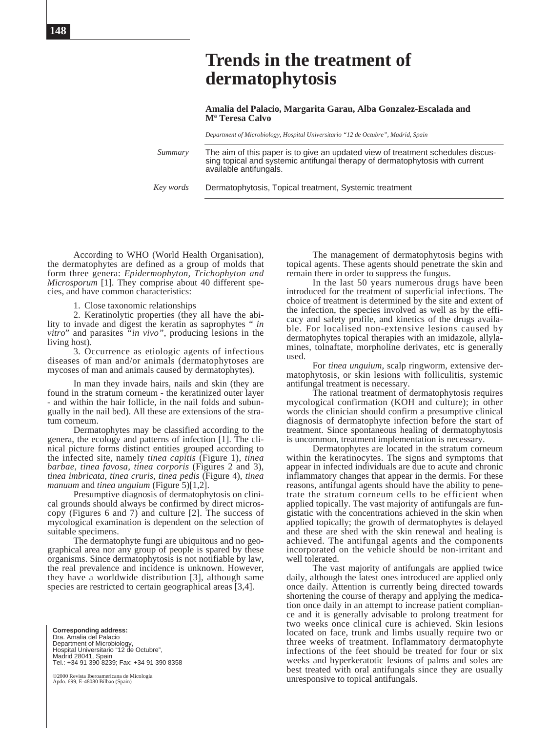# Trends in the treatment of dermatophytosis

**Amalia del Palacio, Margarita Garau, Alba Gonzalez-Escalada and Mª Teresa Calvo**

*Department of Microbiology, Hospital Universitario "12 de Octubre", Madrid, Spain*

*Summary* The aim of this paper is to give an updated view of treatment schedules discussing topical and systemic antifungal therapy of dermatophytosis with current available antifungals.

*Key words* Dermatophytosis, Topical treatment, Systemic treatment

According to WHO (World Health Organisation), the dermatophytes are defined as a group of molds that form three genera: *Epidermophyton, Trichophyton and Microsporum* [1]. They comprise about 40 different species, and have common characteristics:

1. Close taxonomic relationships
2. Keratinolytic properties (they all have the ability to invade and digest the keratin as saprophytes " *in vitro*" and parasites *"in vivo"*, producing lesions in the living host).
3. Occurrence as etiologic agents of infectious diseases of man and/or animals (dermatophytoses are mycoses of man and animals caused by dermatophytes).

In man they invade hairs, nails and skin (they are found in the stratum corneum - the keratinized outer layer - and within the hair follicle, in the nail folds and subungually in the nail bed). All these are extensions of the stratum corneum.

Dermatophytes may be classified according to the genera, the ecology and patterns of infection [1]. The clinical picture forms distinct entities grouped according to the infected site, namely *tinea capitis* (Figure 1), *tinea barbae, tinea favosa, tinea corporis* (Figures 2 and 3), *tinea imbricata, tinea cruris, tinea pedis* (Figure 4), *tinea manuum* and *tinea unguium* (Figure 5)[1,2].

Presumptive diagnosis of dermatophytosis on clinical grounds should always be confirmed by direct microscopy (Figures 6 and 7) and culture [2]. The success of mycological examination is dependent on the selection of suitable specimens.

The dermatophyte fungi are ubiquitous and no geographical area nor any group of people is spared by these organisms. Since dermatophytosis is not notifiable by law, the real prevalence and incidence is unknown. However, they have a worldwide distribution [3], although same species are restricted to certain geographical areas [3,4].

The management of dermatophytosis begins with topical agents. These agents should penetrate the skin and remain there in order to suppress the fungus.

In the last 50 years numerous drugs have been introduced for the treatment of superficial infections. The choice of treatment is determined by the site and extent of the infection, the species involved as well as by the efficacy and safety profile, and kinetics of the drugs available. For localised non-extensive lesions caused by dermatophytes topical therapies with an imidazole, allylamines, tolnaftate, morpholine derivates, etc is generally used.

For *tinea unguium*, scalp ringworm, extensive dermatophytosis, or skin lesions with folliculitis, systemic antifungal treatment is necessary.

The rational treatment of dermatophytosis requires mycological confirmation (KOH and culture); in other words the clinician should confirm a presumptive clinical diagnosis of dermatophyte infection before the start of treatment. Since spontaneous healing of dermatophytosis is uncommon, treatment implementation is necessary.

Dermatophytes are located in the stratum corneum within the keratinocytes. The signs and symptoms that appear in infected individuals are due to acute and chronic inflammatory changes that appear in the dermis. For these reasons, antifungal agents should have the ability to penetrate the stratum corneum cells to be efficient when applied topically. The vast majority of antifungals are fungistatic with the concentrations achieved in the skin when applied topically; the growth of dermatophytes is delayed and these are shed with the skin renewal and healing is achieved. The antifungal agents and the components incorporated on the vehicle should be non-irritant and well tolerated.

The vast majority of antifungals are applied twice daily, although the latest ones introduced are applied only once daily. Attention is currently being directed towards shortening the course of therapy and applying the medication once daily in an attempt to increase patient compliance and it is generally advisable to prolong treatment for two weeks once clinical cure is achieved. Skin lesions located on face, trunk and limbs usually require two or three weeks of treatment. Inflammatory dermatophyte infections of the feet should be treated for four or six weeks and hyperkeratotic lesions of palms and soles are best treated with oral antifungals since they are usually unresponsive to topical antifungals.

**Corresponding address:**
Dra. Amalia del Palacio
Department of Microbiology,
Hospital Universitario "12 de Octubre",
Madrid 28041, Spain
Tel.: +34 91 390 8239; Fax: +34 91 390 8358

©2000 Revista Iberoamericana de Micología
Apdo. 699, E-48080 Bilbao (Spain)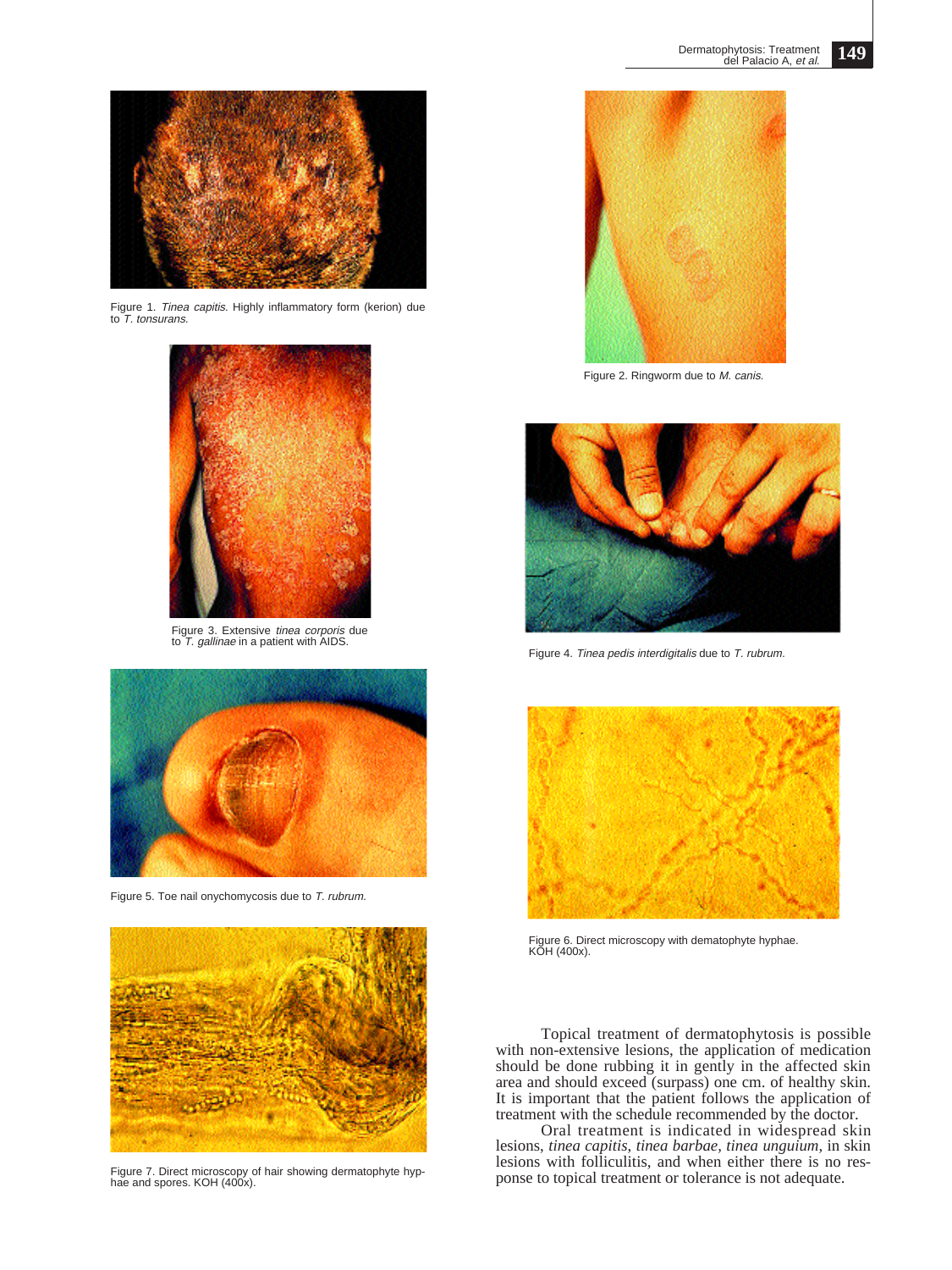Figure 1. *Tinea capitis.* Highly inflammatory form (kerion) due to *T. tonsurans.*

Figure 2. Ringworm due to *M. canis.*

Figure 3. Extensive *tinea corporis* due to *T. gallinae* in a patient with AIDS.

Figure 4. *Tinea pedis interdigitalis* due to *T. rubrum.*

Figure 5. Toe nail onychomycosis due to *T. rubrum.*

Figure 6. Direct microscopy with dematophyte hyphae. KOH (400x).

Figure 7. Direct microscopy of hair showing dermatophyte hyphae and spores. KOH (400x).

Topical treatment of dermatophytosis is possible with non-extensive lesions, the application of medication should be done rubbing it in gently in the affected skin area and should exceed (surpass) one cm. of healthy skin. It is important that the patient follows the application of treatment with the schedule recommended by the doctor.

Oral treatment is indicated in widespread skin lesions, *tinea capitis*, *tinea barbae*, *tinea unguium*, in skin lesions with folliculitis, and when either there is no response to topical treatment or tolerance is not adequate.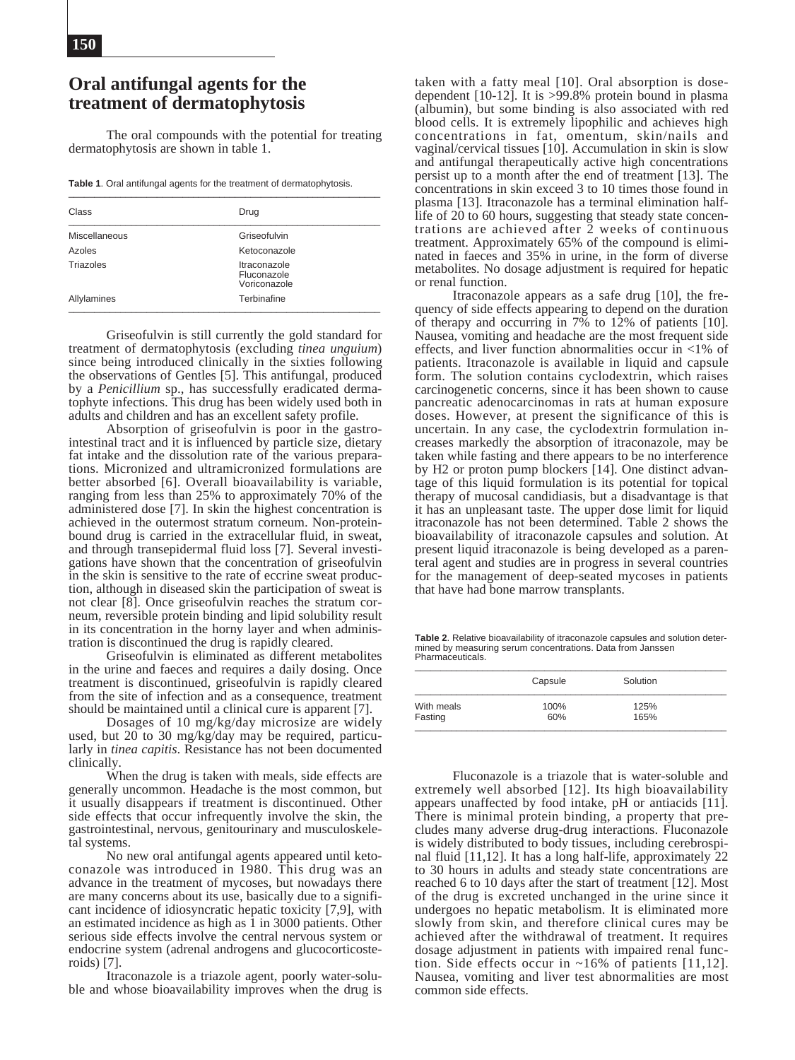## Oral antifungal agents for the treatment of dermatophytosis

The oral compounds with the potential for treating dermatophytosis are shown in table 1.

**Table 1**. Oral antifungal agents for the treatment of dermatophytosis.

| Class | Drug |
|---|---|
| Miscellaneous | Griseofulvin |
| Azoles | Ketoconazole |
| Triazoles | Itraconazole<br>Fluconazole<br>Voriconazole |
| Allylamines | Terbinafine |

Griseofulvin is still currently the gold standard for treatment of dermatophytosis (excluding *tinea unguium*) since being introduced clinically in the sixties following the observations of Gentles [5]. This antifungal, produced by a *Penicillium* sp., has successfully eradicated dermatophyte infections. This drug has been widely used both in adults and children and has an excellent safety profile.

Absorption of griseofulvin is poor in the gastrointestinal tract and it is influenced by particle size, dietary fat intake and the dissolution rate of the various preparations. Micronized and ultramicronized formulations are better absorbed [6]. Overall bioavailability is variable, ranging from less than 25% to approximately 70% of the administered dose [7]. In skin the highest concentration is achieved in the outermost stratum corneum. Non-protein-bound drug is carried in the extracellular fluid, in sweat, and through transepidermal fluid loss [7]. Several investigations have shown that the concentration of griseofulvin in the skin is sensitive to the rate of eccrine sweat production, although in diseased skin the participation of sweat is not clear [8]. Once griseofulvin reaches the stratum corneum, reversible protein binding and lipid solubility result in its concentration in the horny layer and when administration is discontinued the drug is rapidly cleared.

Griseofulvin is eliminated as different metabolites in the urine and faeces and requires a daily dosing. Once treatment is discontinued, griseofulvin is rapidly cleared from the site of infection and as a consequence, treatment should be maintained until a clinical cure is apparent [7].

Dosages of 10 mg/kg/day microsize are widely used, but 20 to 30 mg/kg/day may be required, particularly in *tinea capitis*. Resistance has not been documented clinically.

When the drug is taken with meals, side effects are generally uncommon. Headache is the most common, but it usually disappears if treatment is discontinued. Other side effects that occur infrequently involve the skin, the gastrointestinal, nervous, genitourinary and musculoskeletal systems.

No new oral antifungal agents appeared until ketoconazole was introduced in 1980. This drug was an advance in the treatment of mycoses, but nowadays there are many concerns about its use, basically due to a significant incidence of idiosyncratic hepatic toxicity [7,9], with an estimated incidence as high as 1 in 3000 patients. Other serious side effects involve the central nervous system or endocrine system (adrenal androgens and glucocorticosteroids) [7].

Itraconazole is a triazole agent, poorly water-soluble and whose bioavailability improves when the drug is taken with a fatty meal [10]. Oral absorption is dose-dependent [10-12]. It is >99.8% protein bound in plasma (albumin), but some binding is also associated with red blood cells. It is extremely lipophilic and achieves high concentrations in fat, omentum, skin/nails and vaginal/cervical tissues [10]. Accumulation in skin is slow and antifungal therapeutically active high concentrations persist up to a month after the end of treatment [13]. The concentrations in skin exceed 3 to 10 times those found in plasma [13]. Itraconazole has a terminal elimination half-life of 20 to 60 hours, suggesting that steady state concentrations are achieved after 2 weeks of continuous treatment. Approximately 65% of the compound is eliminated in faeces and 35% in urine, in the form of diverse metabolites. No dosage adjustment is required for hepatic or renal function.

Itraconazole appears as a safe drug [10], the frequency of side effects appearing to depend on the duration of therapy and occurring in 7% to 12% of patients [10]. Nausea, vomiting and headache are the most frequent side effects, and liver function abnormalities occur in <1% of patients. Itraconazole is available in liquid and capsule form. The solution contains cyclodextrin, which raises carcinogenetic concerns, since it has been shown to cause pancreatic adenocarcinomas in rats at human exposure doses. However, at present the significance of this is uncertain. In any case, the cyclodextrin formulation increases markedly the absorption of itraconazole, may be taken while fasting and there appears to be no interference by H2 or proton pump blockers [14]. One distinct advantage of this liquid formulation is its potential for topical therapy of mucosal candidiasis, but a disadvantage is that it has an unpleasant taste. The upper dose limit for liquid itraconazole has not been determined. Table 2 shows the bioavailability of itraconazole capsules and solution. At present liquid itraconazole is being developed as a parenteral agent and studies are in progress in several countries for the management of deep-seated mycoses in patients that have had bone marrow transplants.

**Table 2**. Relative bioavailability of itraconazole capsules and solution determined by measuring serum concentrations. Data from Janssen Pharmaceuticals.

| | Capsule | Solution |
|---|---|---|
| With meals | 100% | 125% |
| Fasting | 60% | 165% |

Fluconazole is a triazole that is water-soluble and extremely well absorbed [12]. Its high bioavailability appears unaffected by food intake, pH or antiacids [11]. There is minimal protein binding, a property that precludes many adverse drug-drug interactions. Fluconazole is widely distributed to body tissues, including cerebrospinal fluid [11,12]. It has a long half-life, approximately 22 to 30 hours in adults and steady state concentrations are reached 6 to 10 days after the start of treatment [12]. Most of the drug is excreted unchanged in the urine since it undergoes no hepatic metabolism. It is eliminated more slowly from skin, and therefore clinical cures may be achieved after the withdrawal of treatment. It requires dosage adjustment in patients with impaired renal function. Side effects occur in ~16% of patients [11,12]. Nausea, vomiting and liver test abnormalities are most common side effects.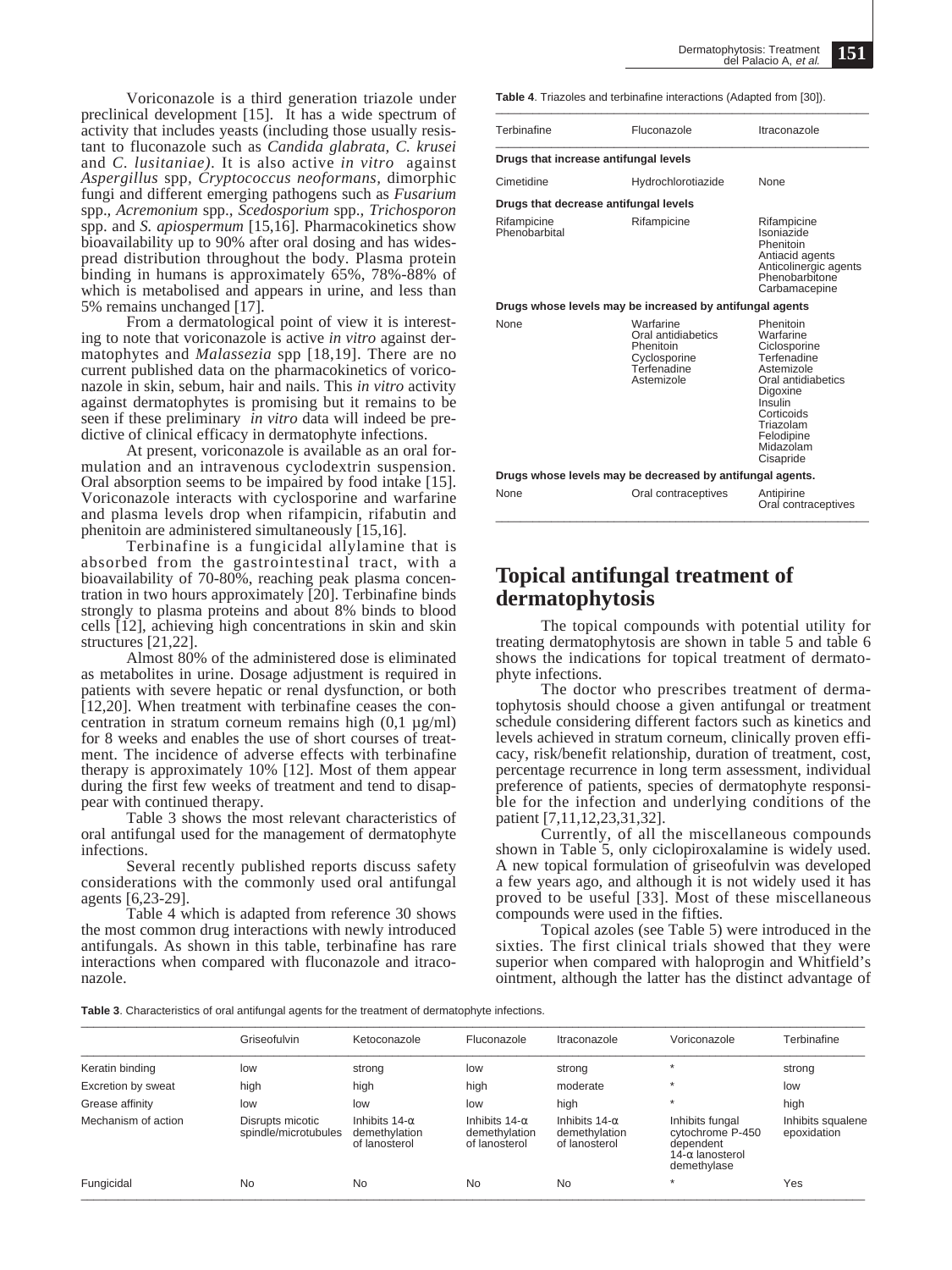Voriconazole is a third generation triazole under preclinical development [15]. It has a wide spectrum of activity that includes yeasts (including those usually resistant to fluconazole such as *Candida glabrata, C. krusei* and *C. lusitaniae)*. It is also active *in vitro* against *Aspergillus* spp, *Cryptococcus neoformans*, dimorphic fungi and different emerging pathogens such as *Fusarium* spp., *Acremonium* spp., *Scedosporium* spp., *Trichosporon* spp. and *S. apiospermum* [15,16]. Pharmacokinetics show bioavailability up to 90% after oral dosing and has widespread distribution throughout the body. Plasma protein binding in humans is approximately 65%, 78%-88% of which is metabolised and appears in urine, and less than 5% remains unchanged [17].

From a dermatological point of view it is interesting to note that voriconazole is active *in vitro* against dermatophytes and *Malassezia* spp [18,19]. There are no current published data on the pharmacokinetics of voriconazole in skin, sebum, hair and nails. This *in vitro* activity against dermatophytes is promising but it remains to be seen if these preliminary *in vitro* data will indeed be predictive of clinical efficacy in dermatophyte infections.

At present, voriconazole is available as an oral formulation and an intravenous cyclodextrin suspension. Oral absorption seems to be impaired by food intake [15]. Voriconazole interacts with cyclosporine and warfarine and plasma levels drop when rifampicin, rifabutin and phenitoin are administered simultaneously [15,16].

Terbinafine is a fungicidal allylamine that is absorbed from the gastrointestinal tract, with a bioavailability of 70-80%, reaching peak plasma concentration in two hours approximately [20]. Terbinafine binds strongly to plasma proteins and about 8% binds to blood cells [12], achieving high concentrations in skin and skin structures [21,22].

Almost 80% of the administered dose is eliminated as metabolites in urine. Dosage adjustment is required in patients with severe hepatic or renal dysfunction, or both [12,20]. When treatment with terbinafine ceases the concentration in stratum corneum remains high (0,1 µg/ml) for 8 weeks and enables the use of short courses of treatment. The incidence of adverse effects with terbinafine therapy is approximately 10% [12]. Most of them appear during the first few weeks of treatment and tend to disappear with continued therapy.

Table 3 shows the most relevant characteristics of oral antifungal used for the management of dermatophyte infections.

Several recently published reports discuss safety considerations with the commonly used oral antifungal agents [6,23-29].

Table 4 which is adapted from reference 30 shows the most common drug interactions with newly introduced antifungals. As shown in this table, terbinafine has rare interactions when compared with fluconazole and itraconazole.

**Table 4**. Triazoles and terbinafine interactions (Adapted from [30]).

| Terbinafine | Fluconazole | Itraconazole |
|---|---|---|
| **Drugs that increase antifungal levels** | | |
| Cimetidine | Hydrochlorotiazide | None |
| **Drugs that decrease antifungal levels** | | |
| Rifampicine<br>Phenobarbital | Rifampicine | Rifampicine<br>Isoniazide<br>Phenitoin<br>Antiacid agents<br>Anticolinergic agents<br>Phenobarbitone<br>Carbamacepine |
| **Drugs whose levels may be increased by antifungal agents** | | |
| None | Warfarine<br>Oral antidiabetics<br>Phenitoin<br>Cyclosporine<br>Terfenadine<br>Astemizole | Phenitoin<br>Warfarine<br>Ciclosporine<br>Terfenadine<br>Astemizole<br>Oral antidiabetics<br>Digoxine<br>Insulin<br>Corticoids<br>Triazolam<br>Felodipine<br>Midazolam<br>Cisapride |
| **Drugs whose levels may be decreased by antifungal agents.** | | |
| None | Oral contraceptives | Antipirine<br>Oral contraceptives |

## Topical antifungal treatment of dermatophytosis

The topical compounds with potential utility for treating dermatophytosis are shown in table 5 and table 6 shows the indications for topical treatment of dermatophyte infections.

The doctor who prescribes treatment of dermatophytosis should choose a given antifungal or treatment schedule considering different factors such as kinetics and levels achieved in stratum corneum, clinically proven efficacy, risk/benefit relationship, duration of treatment, cost, percentage recurrence in long term assessment, individual preference of patients, species of dermatophyte responsible for the infection and underlying conditions of the patient [7,11,12,23,31,32].

Currently, of all the miscellaneous compounds shown in Table 5, only ciclopiroxalamine is widely used. A new topical formulation of griseofulvin was developed a few years ago, and although it is not widely used it has proved to be useful [33]. Most of these miscellaneous compounds were used in the fifties.

Topical azoles (see Table 5) were introduced in the sixties. The first clinical trials showed that they were superior when compared with haloprogin and Whitfield's ointment, although the latter has the distinct advantage of

**Table 3**. Characteristics of oral antifungal agents for the treatment of dermatophyte infections.

| | Griseofulvin | Ketoconazole | Fluconazole | Itraconazole | Voriconazole | Terbinafine |
|---|---|---|---|---|---|---|
| Keratin binding | low | strong | low | strong | * | strong |
| Excretion by sweat | high | high | high | moderate | * | low |
| Grease affinity | low | low | low | high | * | high |
| Mechanism of action | Disrupts micotic spindle/microtubules | Inhibits 14-α demethylation of lanosterol | Inhibits 14-α demethylation of lanosterol | Inhibits 14-α demethylation of lanosterol | Inhibits fungal cytochrome P-450 dependent 14-α lanosterol demethylase | Inhibits squalene epoxidation |
| Fungicidal | No | No | No | No | * | Yes |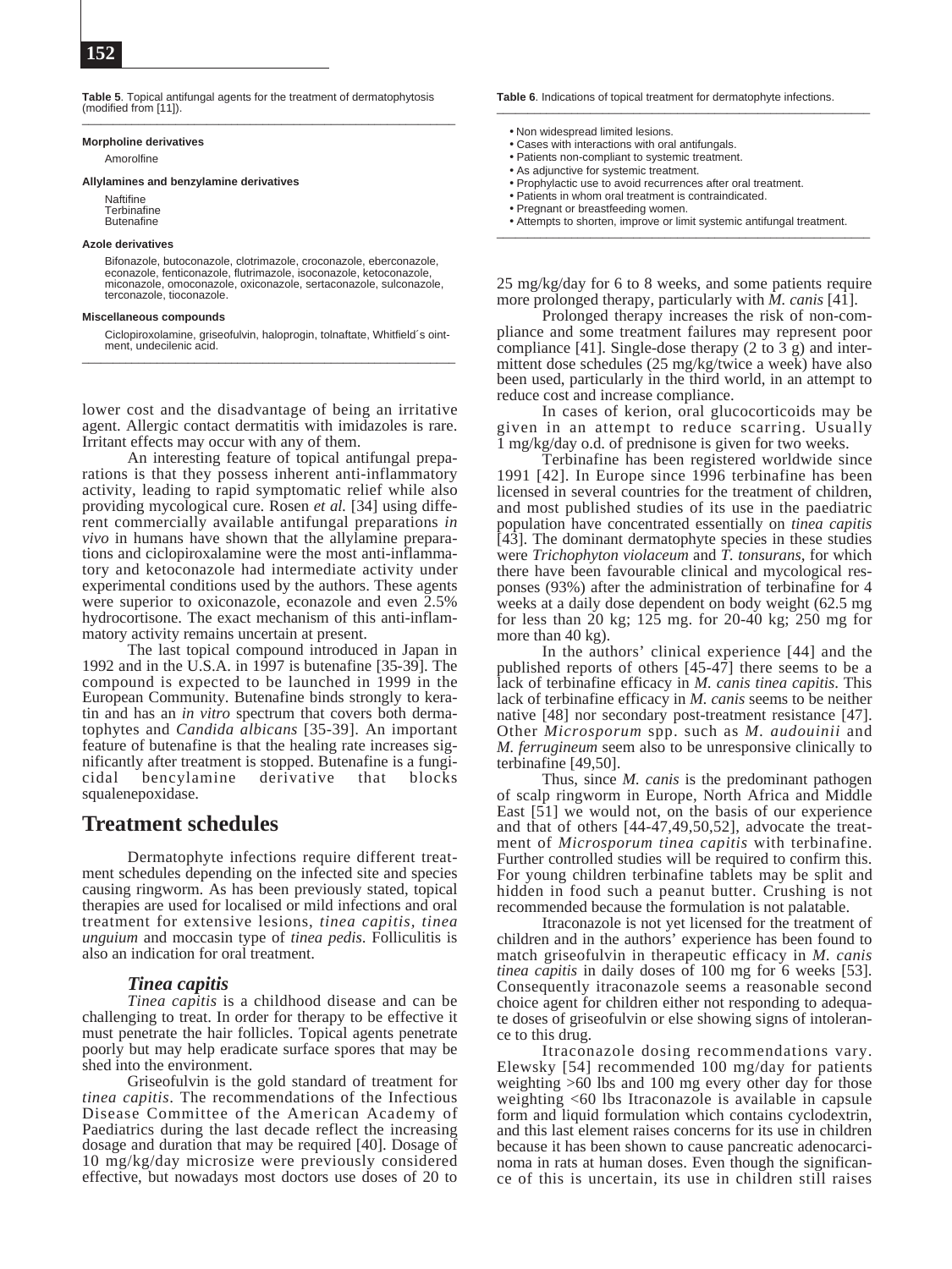**Table 5**. Topical antifungal agents for the treatment of dermatophytosis (modified from [11]).

**Morpholine derivatives**

Amorolfine

**Allylamines and benzylamine derivatives**

Naftifine
Terbinafine
Butenafine

**Azole derivatives**

Bifonazole, butoconazole, clotrimazole, croconazole, eberconazole, econazole, fenticonazole, flutrimazole, isoconazole, ketoconazole, miconazole, omoconazole, oxiconazole, sertaconazole, sulconazole, terconazole, tioconazole.

**Miscellaneous compounds**

Ciclopiroxolamine, griseofulvin, haloprogin, tolnaftate, Whitfield´s ointment, undecilenic acid.

lower cost and the disadvantage of being an irritative agent. Allergic contact dermatitis with imidazoles is rare. Irritant effects may occur with any of them.

An interesting feature of topical antifungal preparations is that they possess inherent anti-inflammatory activity, leading to rapid symptomatic relief while also providing mycological cure. Rosen *et al.* [34] using different commercially available antifungal preparations *in vivo* in humans have shown that the allylamine preparations and ciclopiroxalamine were the most anti-inflammatory and ketoconazole had intermediate activity under experimental conditions used by the authors. These agents were superior to oxiconazole, econazole and even 2.5% hydrocortisone. The exact mechanism of this anti-inflammatory activity remains uncertain at present.

The last topical compound introduced in Japan in 1992 and in the U.S.A. in 1997 is butenafine [35-39]. The compound is expected to be launched in 1999 in the European Community. Butenafine binds strongly to keratin and has an *in vitro* spectrum that covers both dermatophytes and *Candida albicans* [35-39]. An important feature of butenafine is that the healing rate increases significantly after treatment is stopped. Butenafine is a fungicidal bencylamine derivative that blocks squalenepoxidase.

## Treatment schedules

Dermatophyte infections require different treatment schedules depending on the infected site and species causing ringworm. As has been previously stated, topical therapies are used for localised or mild infections and oral treatment for extensive lesions, *tinea capitis*, *tinea unguium* and moccasin type of *tinea pedis*. Folliculitis is also an indication for oral treatment.

### *Tinea capitis*

*Tinea capitis* is a childhood disease and can be challenging to treat. In order for therapy to be effective it must penetrate the hair follicles. Topical agents penetrate poorly but may help eradicate surface spores that may be shed into the environment.

Griseofulvin is the gold standard of treatment for *tinea capitis*. The recommendations of the Infectious Disease Committee of the American Academy of Paediatrics during the last decade reflect the increasing dosage and duration that may be required [40]. Dosage of 10 mg/kg/day microsize were previously considered effective, but nowadays most doctors use doses of 20 to 25 mg/kg/day for 6 to 8 weeks, and some patients require more prolonged therapy, particularly with *M. canis* [41].

**Table 6**. Indications of topical treatment for dermatophyte infections.

- Non widespread limited lesions.
- Cases with interactions with oral antifungals.
- Patients non-compliant to systemic treatment.
- As adjunctive for systemic treatment.
- Prophylactic use to avoid recurrences after oral treatment.
- Patients in whom oral treatment is contraindicated.
- Pregnant or breastfeeding women.
- Attempts to shorten, improve or limit systemic antifungal treatment.

Prolonged therapy increases the risk of non-compliance and some treatment failures may represent poor compliance [41]. Single-dose therapy (2 to 3 g) and intermittent dose schedules (25 mg/kg/twice a week) have also been used, particularly in the third world, in an attempt to reduce cost and increase compliance.

In cases of kerion, oral glucocorticoids may be given in an attempt to reduce scarring. Usually 1 mg/kg/day o.d. of prednisone is given for two weeks.

Terbinafine has been registered worldwide since 1991 [42]. In Europe since 1996 terbinafine has been licensed in several countries for the treatment of children, and most published studies of its use in the paediatric population have concentrated essentially on *tinea capitis* [43]. The dominant dermatophyte species in these studies were *Trichophyton violaceum* and *T. tonsurans*, for which there have been favourable clinical and mycological responses (93%) after the administration of terbinafine for 4 weeks at a daily dose dependent on body weight (62.5 mg for less than 20 kg; 125 mg. for 20-40 kg; 250 mg for more than 40 kg).

In the authors' clinical experience [44] and the published reports of others [45-47] there seems to be a lack of terbinafine efficacy in *M. canis tinea capitis*. This lack of terbinafine efficacy in *M. canis* seems to be neither native [48] nor secondary post-treatment resistance [47]. Other *Microsporum* spp. such as *M. audouinii* and *M. ferrugineum* seem also to be unresponsive clinically to terbinafine [49,50].

Thus, since *M. canis* is the predominant pathogen of scalp ringworm in Europe, North Africa and Middle East [51] we would not, on the basis of our experience and that of others [44-47,49,50,52], advocate the treatment of *Microsporum tinea capitis* with terbinafine. Further controlled studies will be required to confirm this. For young children terbinafine tablets may be split and hidden in food such a peanut butter. Crushing is not recommended because the formulation is not palatable.

Itraconazole is not yet licensed for the treatment of children and in the authors' experience has been found to match griseofulvin in therapeutic efficacy in *M. canis tinea capitis* in daily doses of 100 mg for 6 weeks [53]. Consequently itraconazole seems a reasonable second choice agent for children either not responding to adequate doses of griseofulvin or else showing signs of intolerance to this drug.

Itraconazole dosing recommendations vary. Elewsky [54] recommended 100 mg/day for patients weighting >60 lbs and 100 mg every other day for those weighting <60 lbs Itraconazole is available in capsule form and liquid formulation which contains cyclodextrin, and this last element raises concerns for its use in children because it has been shown to cause pancreatic adenocarcinoma in rats at human doses. Even though the significance of this is uncertain, its use in children still raises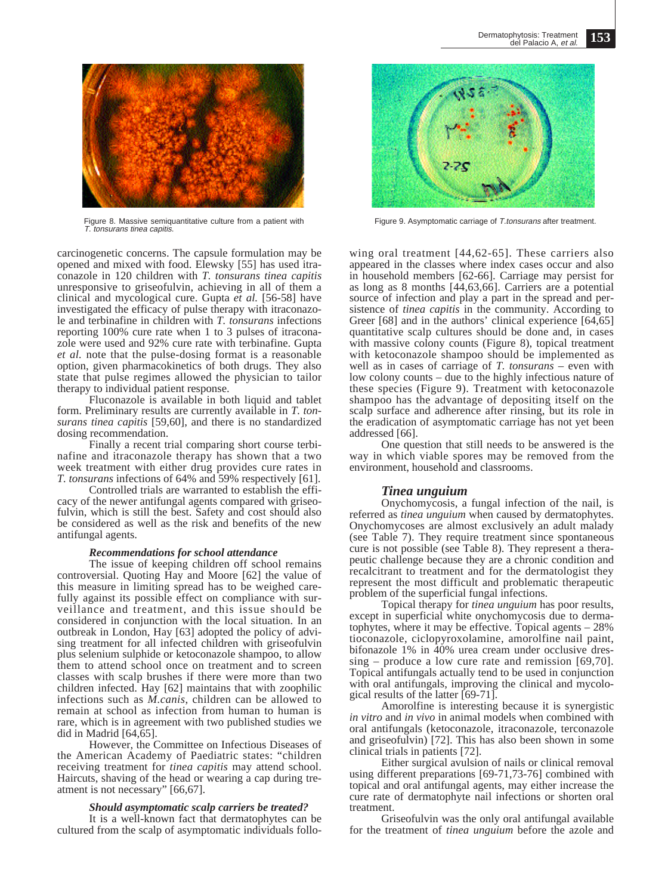Figure 8. Massive semiquantitative culture from a patient with *T. tonsurans tinea capitis.*

Figure 9. Asymptomatic carriage of *T.tonsurans* after treatment.

carcinogenetic concerns. The capsule formulation may be opened and mixed with food. Elewsky [55] has used itraconazole in 120 children with *T. tonsurans tinea capitis* unresponsive to griseofulvin, achieving in all of them a clinical and mycological cure. Gupta *et al.* [56-58] have investigated the efficacy of pulse therapy with itraconazole and terbinafine in children with *T. tonsurans* infections reporting 100% cure rate when 1 to 3 pulses of itraconazole were used and 92% cure rate with terbinafine. Gupta *et al.* note that the pulse-dosing format is a reasonable option, given pharmacokinetics of both drugs. They also state that pulse regimes allowed the physician to tailor therapy to individual patient response.

Fluconazole is available in both liquid and tablet form. Preliminary results are currently available in *T. tonsurans tinea capitis* [59,60], and there is no standardized dosing recommendation.

Finally a recent trial comparing short course terbinafine and itraconazole therapy has shown that a two week treatment with either drug provides cure rates in *T. tonsurans* infections of 64% and 59% respectively [61].

Controlled trials are warranted to establish the efficacy of the newer antifungal agents compared with griseofulvin, which is still the best. Safety and cost should also be considered as well as the risk and benefits of the new antifungal agents.

### *Recommendations for school attendance*

The issue of keeping children off school remains controversial. Quoting Hay and Moore [62] the value of this measure in limiting spread has to be weighed carefully against its possible effect on compliance with surveillance and treatment, and this issue should be considered in conjunction with the local situation. In an outbreak in London, Hay [63] adopted the policy of advising treatment for all infected children with griseofulvin plus selenium sulphide or ketoconazole shampoo, to allow them to attend school once on treatment and to screen classes with scalp brushes if there were more than two children infected. Hay [62] maintains that with zoophilic infections such as *M.canis*, children can be allowed to remain at school as infection from human to human is rare, which is in agreement with two published studies we did in Madrid [64,65].

However, the Committee on Infectious Diseases of the American Academy of Paediatric states: "children receiving treatment for *tinea capitis* may attend school. Haircuts, shaving of the head or wearing a cap during treatment is not necessary" [66,67].

### *Should asymptomatic scalp carriers be treated?*

It is a well-known fact that dermatophytes can be cultured from the scalp of asymptomatic individuals following oral treatment [44,62-65]. These carriers also appeared in the classes where index cases occur and also in household members [62-66]. Carriage may persist for as long as 8 months [44,63,66]. Carriers are a potential source of infection and play a part in the spread and persistence of *tinea capitis* in the community. According to Greer [68] and in the authors' clinical experience [64,65] quantitative scalp cultures should be done and, in cases with massive colony counts (Figure 8), topical treatment with ketoconazole shampoo should be implemented as well as in cases of carriage of *T. tonsurans* – even with low colony counts – due to the highly infectious nature of these species (Figure 9). Treatment with ketoconazole shampoo has the advantage of depositing itself on the scalp surface and adherence after rinsing, but its role in the eradication of asymptomatic carriage has not yet been addressed [66].

One question that still needs to be answered is the way in which viable spores may be removed from the environment, household and classrooms.

## *Tinea unguium*

Onychomycosis, a fungal infection of the nail, is referred as *tinea unguium* when caused by dermatophytes. Onychomycoses are almost exclusively an adult malady (see Table 7). They require treatment since spontaneous cure is not possible (see Table 8). They represent a therapeutic challenge because they are a chronic condition and recalcitrant to treatment and for the dermatologist they represent the most difficult and problematic therapeutic problem of the superficial fungal infections.

Topical therapy for *tinea unguium* has poor results, except in superficial white onychomycosis due to dermatophytes, where it may be effective. Topical agents – 28% tioconazole, ciclopyroxolamine, amorolfine nail paint, bifonazole 1% in 40% urea cream under occlusive dressing – produce a low cure rate and remission [69,70]. Topical antifungals actually tend to be used in conjunction with oral antifungals, improving the clinical and mycological results of the latter [69-71].

Amorolfine is interesting because it is synergistic *in vitro* and *in vivo* in animal models when combined with oral antifungals (ketoconazole, itraconazole, terconazole and griseofulvin) [72]. This has also been shown in some clinical trials in patients [72].

Either surgical avulsion of nails or clinical removal using different preparations [69-71,73-76] combined with topical and oral antifungal agents, may either increase the cure rate of dermatophyte nail infections or shorten oral treatment.

Griseofulvin was the only oral antifungal available for the treatment of *tinea unguium* before the azole and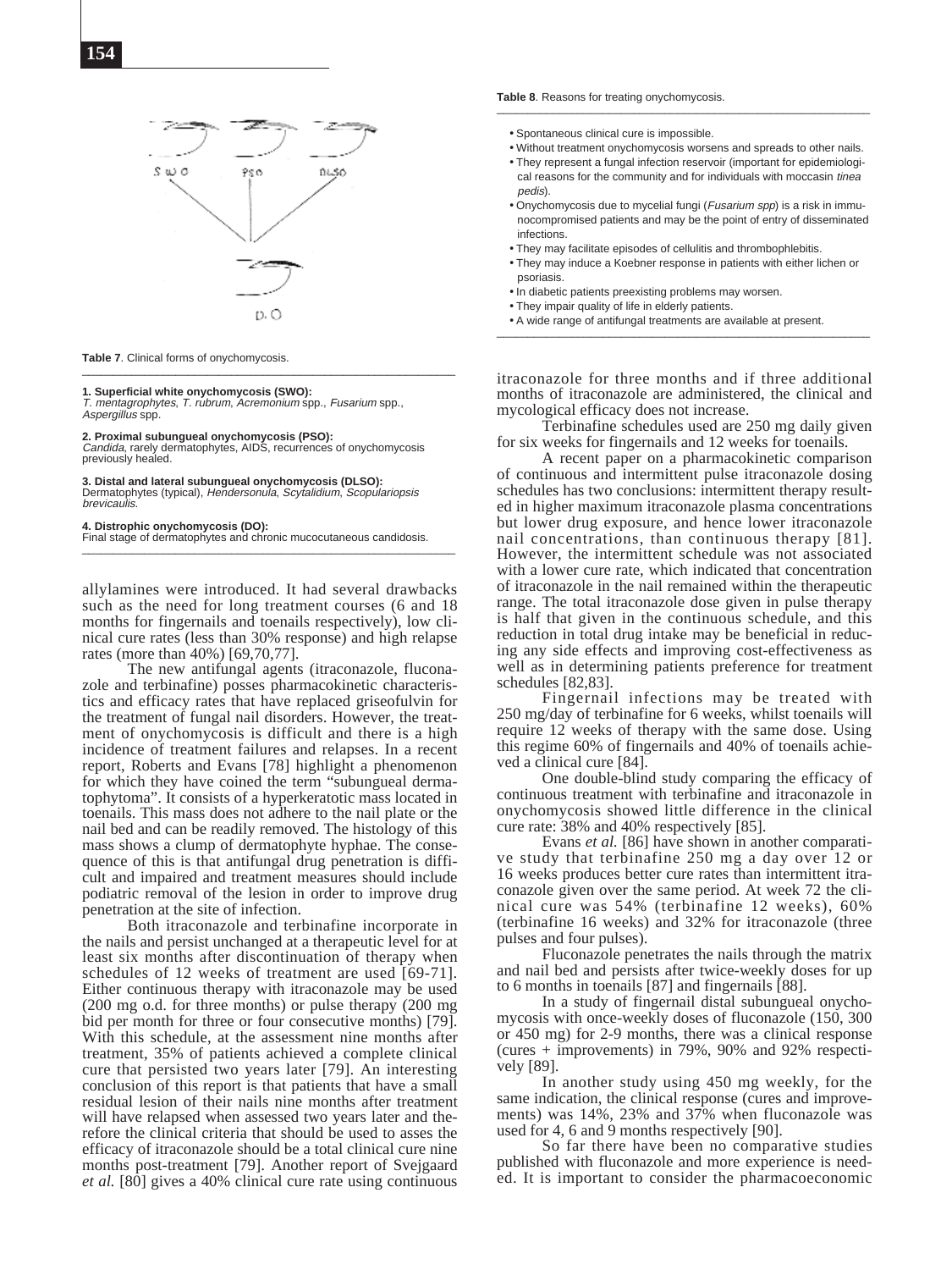**Table 7**. Clinical forms of onychomycosis.

**1. Superficial white onychomycosis (SWO):**
*T. mentagrophytes*, *T. rubrum*, *Acremonium* spp., *Fusarium* spp., *Aspergillus* spp.

**2. Proximal subungueal onychomycosis (PSO):**
*Candida*, rarely dermatophytes, AIDS, recurrences of onychomycosis previously healed.

**3. Distal and lateral subungueal onychomycosis (DLSO):**
Dermatophytes (typical), *Hendersonula*, *Scytalidium*, *Scopulariopsis brevicaulis*.

**4. Distrophic onychomycosis (DO):**
Final stage of dermatophytes and chronic mucocutaneous candidosis.

allylamines were introduced. It had several drawbacks such as the need for long treatment courses (6 and 18 months for fingernails and toenails respectively), low clinical cure rates (less than 30% response) and high relapse rates (more than 40%) [69,70,77].

The new antifungal agents (itraconazole, fluconazole and terbinafine) posses pharmacokinetic characteristics and efficacy rates that have replaced griseofulvin for the treatment of fungal nail disorders. However, the treatment of onychomycosis is difficult and there is a high incidence of treatment failures and relapses. In a recent report, Roberts and Evans [78] highlight a phenomenon for which they have coined the term "subungueal dermatophytoma". It consists of a hyperkeratotic mass located in toenails. This mass does not adhere to the nail plate or the nail bed and can be readily removed. The histology of this mass shows a clump of dermatophyte hyphae. The consequence of this is that antifungal drug penetration is difficult and impaired and treatment measures should include podiatric removal of the lesion in order to improve drug penetration at the site of infection.

Both itraconazole and terbinafine incorporate in the nails and persist unchanged at a therapeutic level for at least six months after discontinuation of therapy when schedules of 12 weeks of treatment are used [69-71]. Either continuous therapy with itraconazole may be used (200 mg o.d. for three months) or pulse therapy (200 mg bid per month for three or four consecutive months) [79]. With this schedule, at the assessment nine months after treatment, 35% of patients achieved a complete clinical cure that persisted two years later [79]. An interesting conclusion of this report is that patients that have a small residual lesion of their nails nine months after treatment will have relapsed when assessed two years later and therefore the clinical criteria that should be used to asses the efficacy of itraconazole should be a total clinical cure nine months post-treatment [79]. Another report of Svejgaard *et al.* [80] gives a 40% clinical cure rate using continuous itraconazole for three months and if three additional months of itraconazole are administered, the clinical and mycological efficacy does not increase.

Terbinafine schedules used are 250 mg daily given for six weeks for fingernails and 12 weeks for toenails.

A recent paper on a pharmacokinetic comparison of continuous and intermittent pulse itraconazole dosing schedules has two conclusions: intermittent therapy resulted in higher maximum itraconazole plasma concentrations but lower drug exposure, and hence lower itraconazole nail concentrations, than continuous therapy [81]. However, the intermittent schedule was not associated with a lower cure rate, which indicated that concentration of itraconazole in the nail remained within the therapeutic range. The total itraconazole dose given in pulse therapy is half that given in the continuous schedule, and this reduction in total drug intake may be beneficial in reducing any side effects and improving cost-effectiveness as well as in determining patients preference for treatment schedules [82,83].

Fingernail infections may be treated with 250 mg/day of terbinafine for 6 weeks, whilst toenails will require 12 weeks of therapy with the same dose. Using this regime 60% of fingernails and 40% of toenails achieved a clinical cure [84].

One double-blind study comparing the efficacy of continuous treatment with terbinafine and itraconazole in onychomycosis showed little difference in the clinical cure rate: 38% and 40% respectively [85].

Evans *et al.* [86] have shown in another comparative study that terbinafine 250 mg a day over 12 or 16 weeks produces better cure rates than intermittent itraconazole given over the same period. At week 72 the clinical cure was 54% (terbinafine 12 weeks), 60% (terbinafine 16 weeks) and 32% for itraconazole (three pulses and four pulses).

Fluconazole penetrates the nails through the matrix and nail bed and persists after twice-weekly doses for up to 6 months in toenails [87] and fingernails [88].

In a study of fingernail distal subungueal onychomycosis with once-weekly doses of fluconazole (150, 300 or 450 mg) for 2-9 months, there was a clinical response (cures + improvements) in 79%, 90% and 92% respectively [89].

In another study using 450 mg weekly, for the same indication, the clinical response (cures and improvements) was 14%, 23% and 37% when fluconazole was used for 4, 6 and 9 months respectively [90].

So far there have been no comparative studies published with fluconazole and more experience is needed. It is important to consider the pharmacoeconomic

**Table 8**. Reasons for treating onychomycosis.

- Spontaneous clinical cure is impossible.
- Without treatment onychomycosis worsens and spreads to other nails.
- They represent a fungal infection reservoir (important for epidemiological reasons for the community and for individuals with moccasin *tinea pedis*).
- Onychomycosis due to mycelial fungi (*Fusarium spp*) is a risk in immunocompromised patients and may be the point of entry of disseminated infections.
- They may facilitate episodes of cellulitis and thrombophlebitis.
- They may induce a Koebner response in patients with either lichen or psoriasis.
- In diabetic patients preexisting problems may worsen.
- They impair quality of life in elderly patients.
- A wide range of antifungal treatments are available at present.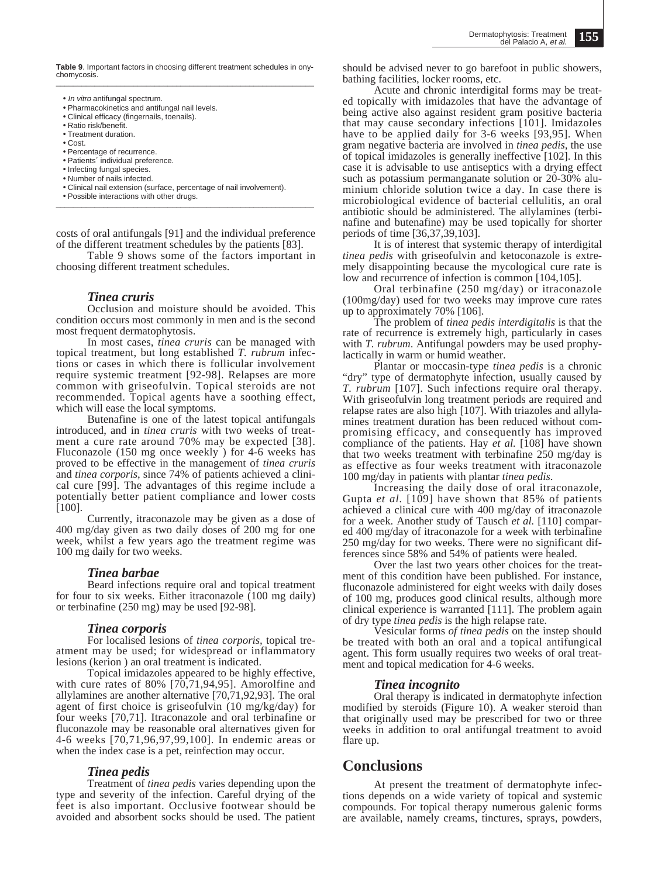**Table 9**. Important factors in choosing different treatment schedules in onychomycosis.

- *In vitro* antifungal spectrum.
- Pharmacokinetics and antifungal nail levels.
- Clinical efficacy (fingernails, toenails).
- Ratio risk/benefit.
- Treatment duration.
- Cost.
- Percentage of recurrence.
- Patients´ individual preference.
- Infecting fungal species.
- Number of nails infected.
- Clinical nail extension (surface, percentage of nail involvement).
- Possible interactions with other drugs.

costs of oral antifungals [91] and the individual preference of the different treatment schedules by the patients [83].

Table 9 shows some of the factors important in choosing different treatment schedules.

### *Tinea cruris*

Occlusion and moisture should be avoided. This condition occurs most commonly in men and is the second most frequent dermatophytosis.

In most cases, *tinea cruris* can be managed with topical treatment, but long established *T. rubrum* infections or cases in which there is follicular involvement require systemic treatment [92-98]. Relapses are more common with griseofulvin. Topical steroids are not recommended. Topical agents have a soothing effect, which will ease the local symptoms.

Butenafine is one of the latest topical antifungals introduced, and in *tinea cruris* with two weeks of treatment a cure rate around 70% may be expected [38]. Fluconazole (150 mg once weekly ) for 4-6 weeks has proved to be effective in the management of *tinea cruris* and *tinea corporis*, since 74% of patients achieved a clinical cure [99]. The advantages of this regime include a potentially better patient compliance and lower costs [100].

Currently, itraconazole may be given as a dose of 400 mg/day given as two daily doses of 200 mg for one week, whilst a few years ago the treatment regime was 100 mg daily for two weeks.

### *Tinea barbae*

Beard infections require oral and topical treatment for four to six weeks. Either itraconazole (100 mg daily) or terbinafine (250 mg) may be used [92-98].

### *Tinea corporis*

For localised lesions of *tinea corporis,* topical treatment may be used; for widespread or inflammatory lesions (kerion ) an oral treatment is indicated.

Topical imidazoles appeared to be highly effective, with cure rates of 80% [70,71,94,95]. Amorolfine and allylamines are another alternative [70,71,92,93]. The oral agent of first choice is griseofulvin (10 mg/kg/day) for four weeks [70,71]. Itraconazole and oral terbinafine or fluconazole may be reasonable oral alternatives given for 4-6 weeks [70,71,96,97,99,100]. In endemic areas or when the index case is a pet, reinfection may occur.

### *Tinea pedis*

Treatment of *tinea pedis* varies depending upon the type and severity of the infection. Careful drying of the feet is also important. Occlusive footwear should be avoided and absorbent socks should be used. The patient should be advised never to go barefoot in public showers, bathing facilities, locker rooms, etc.

Acute and chronic interdigital forms may be treated topically with imidazoles that have the advantage of being active also against resident gram positive bacteria that may cause secondary infections [101]. Imidazoles have to be applied daily for 3-6 weeks [93,95]. When gram negative bacteria are involved in *tinea pedis*, the use of topical imidazoles is generally ineffective [102]. In this case it is advisable to use antiseptics with a drying effect such as potassium permanganate solution or 20-30% aluminium chloride solution twice a day. In case there is microbiological evidence of bacterial cellulitis, an oral antibiotic should be administered. The allylamines (terbinafine and butenafine) may be used topically for shorter periods of time [36,37,39,103].

It is of interest that systemic therapy of interdigital *tinea pedis* with griseofulvin and ketoconazole is extremely disappointing because the mycological cure rate is low and recurrence of infection is common [104,105].

Oral terbinafine (250 mg/day) or itraconazole (100mg/day) used for two weeks may improve cure rates up to approximately 70% [106].

The problem of *tinea pedis interdigitalis* is that the rate of recurrence is extremely high, particularly in cases with *T. rubrum*. Antifungal powders may be used prophylactically in warm or humid weather.

Plantar or moccasin-type *tinea pedis* is a chronic "dry" type of dermatophyte infection, usually caused by *T. rubrum* [107]. Such infections require oral therapy. With griseofulvin long treatment periods are required and relapse rates are also high [107]. With triazoles and allylamines treatment duration has been reduced without compromising efficacy, and consequently has improved compliance of the patients. Hay *et al.* [108] have shown that two weeks treatment with terbinafine 250 mg/day is as effective as four weeks treatment with itraconazole 100 mg/day in patients with plantar *tinea pedis.*

Increasing the daily dose of oral itraconazole, Gupta *et al*. [109] have shown that 85% of patients achieved a clinical cure with 400 mg/day of itraconazole for a week. Another study of Tausch *et al.* [110] compared 400 mg/day of itraconazole for a week with terbinafine 250 mg/day for two weeks. There were no significant differences since 58% and 54% of patients were healed.

Over the last two years other choices for the treatment of this condition have been published. For instance, fluconazole administered for eight weeks with daily doses of 100 mg, produces good clinical results, although more clinical experience is warranted [111]. The problem again of dry type *tinea pedis* is the high relapse rate.

Vesicular forms *of tinea pedis* on the instep should be treated with both an oral and a topical antifungical agent. This form usually requires two weeks of oral treatment and topical medication for 4-6 weeks.

### *Tinea incognito*

Oral therapy is indicated in dermatophyte infection modified by steroids (Figure 10). A weaker steroid than that originally used may be prescribed for two or three weeks in addition to oral antifungal treatment to avoid flare up.

## Conclusions

At present the treatment of dermatophyte infections depends on a wide variety of topical and systemic compounds. For topical therapy numerous galenic forms are available, namely creams, tinctures, sprays, powders,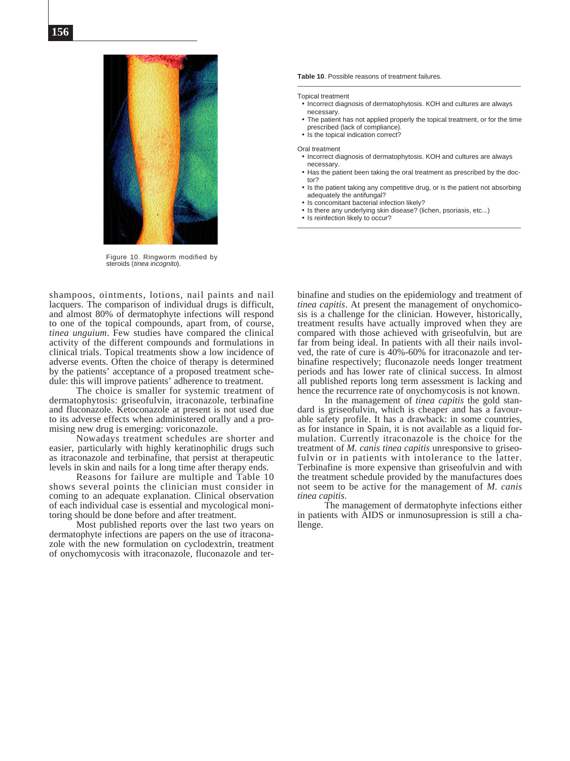Figure 10. Ringworm modified by steroids (*tinea incognito*).

**Table 10**. Possible reasons of treatment failures.

Topical treatment
- Incorrect diagnosis of dermatophytosis. KOH and cultures are always necessary.
- The patient has not applied properly the topical treatment, or for the time prescribed (lack of compliance).
- Is the topical indication correct?

Oral treatment
- Incorrect diagnosis of dermatophytosis. KOH and cultures are always necessary.
- Has the patient been taking the oral treatment as prescribed by the doctor?
- Is the patient taking any competitive drug, or is the patient not absorbing adequately the antifungal?
- Is concomitant bacterial infection likely?
- Is there any underlying skin disease? (lichen, psoriasis, etc...)
- Is reinfection likely to occur?

shampoos, ointments, lotions, nail paints and nail lacquers. The comparison of individual drugs is difficult, and almost 80% of dermatophyte infections will respond to one of the topical compounds, apart from, of course, *tinea unguium*. Few studies have compared the clinical activity of the different compounds and formulations in clinical trials. Topical treatments show a low incidence of adverse events. Often the choice of therapy is determined by the patients' acceptance of a proposed treatment schedule: this will improve patients' adherence to treatment.

The choice is smaller for systemic treatment of dermatophytosis: griseofulvin, itraconazole, terbinafine and fluconazole. Ketoconazole at present is not used due to its adverse effects when administered orally and a promising new drug is emerging: voriconazole.

Nowadays treatment schedules are shorter and easier, particularly with highly keratinophilic drugs such as itraconazole and terbinafine, that persist at therapeutic levels in skin and nails for a long time after therapy ends.

Reasons for failure are multiple and Table 10 shows several points the clinician must consider in coming to an adequate explanation. Clinical observation of each individual case is essential and mycological monitoring should be done before and after treatment.

Most published reports over the last two years on dermatophyte infections are papers on the use of itraconazole with the new formulation on cyclodextrin, treatment of onychomycosis with itraconazole, fluconazole and terbinafine and studies on the epidemiology and treatment of *tinea capitis*. At present the management of onychomicosis is a challenge for the clinician. However, historically, treatment results have actually improved when they are compared with those achieved with griseofulvin, but are far from being ideal. In patients with all their nails involved, the rate of cure is 40%-60% for itraconazole and terbinafine respectively; fluconazole needs longer treatment periods and has lower rate of clinical success. In almost all published reports long term assessment is lacking and hence the recurrence rate of onychomycosis is not known.

In the management of *tinea capitis* the gold standard is griseofulvin, which is cheaper and has a favourable safety profile. It has a drawback: in some countries, as for instance in Spain, it is not available as a liquid formulation. Currently itraconazole is the choice for the treatment of *M. canis tinea capitis* unresponsive to griseofulvin or in patients with intolerance to the latter. Terbinafine is more expensive than griseofulvin and with the treatment schedule provided by the manufactures does not seem to be active for the management of *M. canis tinea capitis.*

The management of dermatophyte infections either in patients with AIDS or inmunosupression is still a challenge.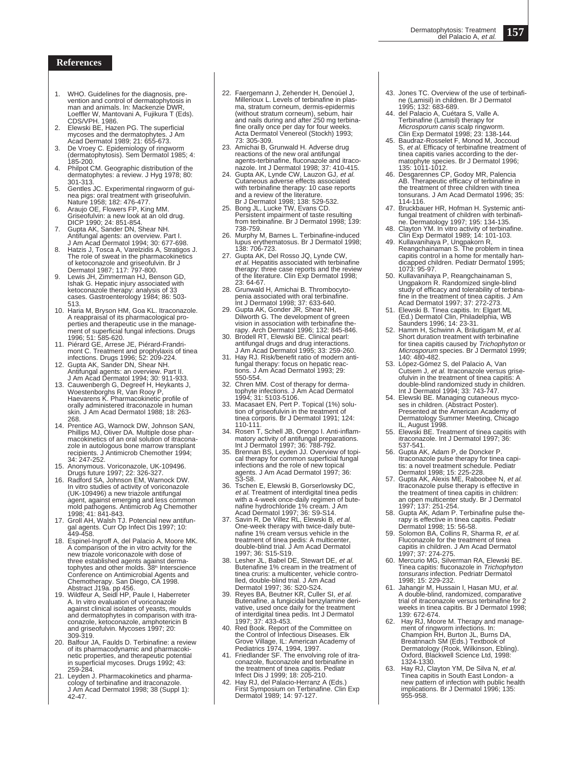## References

1. WHO. Guidelines for the diagnosis, prevention and control of dermatophytosis in man and animals. In: Mackenzie DWR, Loeffler W, Mantovani A, Fujikura T (Eds). CDS/VPH. 1986.
2. Elewski BE, Hazen PG. The superficial mycoses and the dermatophytes. J Am Acad Dermatol 1989; 21: 655-673.
3. De Vroey C. Epidemiology of ringworm (dermatophytosis). Sem Dermatol 1985; 4: 185-200.
4. Philpot CM. Geographic distribution of the dermatophytes: a review. J Hyg 1978; 80: 301-313.
5. Gentles JC. Experimental ringworm of guinea pigs: oral treatment with griseofulvin. Nature 1958; 182: 476-477.
6. Araujo OE, Flowers FP, King MM. Griseofulvin: a new look at an old drug. DICP 1990; 24: 851-854.
7. Gupta AK, Sander DN, Shear NH. Antifungal agents: an overview. Part I. J Am Acad Dermatol 1994; 30: 677-698.
8. Hatzis J, Tosca A, Varelzidis A, Stratigos J. The role of sweat in the pharmacokinetics of ketoconazole and griseofulvin. Br J Dermatol 1987; 117: 797-800.
9. Lewis JH, Zimmerman HJ, Benson GD, Ishak G. Hepatic injury associated with ketoconazole therapy: analysis of 33 cases. Gastroenterology 1984; 86: 503-513.
10. Haria M, Bryson HM, Goa KL. Itraconazole. A reappraisal of its pharmacological properties and therapeutic use in the management of superficial fungal infections. Drugs 1996; 51: 585-620.
11. Piérard GE, Arrese JE, Piérard-Frandrimont C. Treatment and prophylaxis of tinea infections. Drugs 1996; 52: 209-224.
12. Gupta AK, Sander DN, Shear NH. Antifungal agents: an overview. Part II. J Am Acad Dermatol 1994; 30: 911-933.
13. Cauwenbergh G, Degreef H, Heykants J, Woestenborghs R, Van Rooy P, Haevarens K. Pharmacokinetic profile of orally administered itraconazole in human skin. J Am Acad Dermatol 1988; 18: 263-268.
14. Prentice AG, Warnock DW, Johnson SAN, Phillips MJ, Oliver DA. Multiple dose pharmacokinetics of an oral solution of itraconazole in autologous bone marrow transplant recipients. J Antimicrob Chemother 1994; 34: 247-252.
15. Anonymous. Voriconazole, UK-109496. Drugs future 1997; 22: 326-327.
16. Radford SA, Johnson EM, Warnock DW. In vitro studies of activity of voriconazole (UK-109496) a new triazole antifungal agent, against emerging and less common mold pathogens. Antimicrob Ag Chemother 1998; 41: 841-843.
17. Groll AH, Walsh TJ. Potencial new antifungal agents. Curr Op Infect Dis 1997; 10: 449-458.
18. Espinel-Ingroff A, del Palacio A, Moore MK. A comparison of the in vitro actvity for the new triazole voriconazole with dose of three established agents against dermatophytes and other molds. 38th Interscience Conference on Antimicrobial Agents and Chemotherapy. San Diego, CA 1998. Abstract J19a. pp 456.
19. Wildfeur A, Seidl HP, Paule I, Haberreter A. In vitro evaluation of voriconazole against clinical isolates of yeasts, moulds and dermatophytes in comparison with itraconazole, ketoconazole, amphotericin B and griseofulvin. Mycoses 1997; 20: 309-319.
20. Balfour JA, Faulds D. Terbinafine: a review of its pharmacodynamic and pharmacokinetic properties, and therapeutic potential in superficial mycoses. Drugs 1992; 43: 259-284.
21. Leyden J. Pharmacokinetics and pharmacology of terbinafine and itraconazole. J Am Acad Dermatol 1998; 38 (Suppl 1): 42-47.
22. Faergemann J, Zehender H, Denoüel J, Millerioux L. Levels of terbinafine in plasma, stratum corneum, dermis-epidermis (without stratum corneum), sebum, hair and nails during and after 250 mg terbinafine orally once per day for four weeks. Acta Dermatol Venereol (Stockh) 1993; 73: 305-309.
23. Amichai B, Grunwald H. Adverse drug reactions of the new oral antifungal agents-terbinafine, fluconazole and itraconazole. Int J Dermatol 1998; 37: 410-415.
24. Gupta AK, Lynde CW, Lauzon GJ, *et al.* Cutaneous adverse effects associated with terbinafine therapy: 10 case reports and a review of the literature. Br J Dermatol 1998; 138: 529-532.
25. Bong JL, Lucke TW, Evans CD. Persistent impairment of taste resulting from terbinafine. Br J Dermatol 1998; 139: 738-759.
26. Murphy M, Barnes L. Terbinafine-induced lupus erythematosus. Br J Dermatol 1998; 138: 706-723.
27. Gupta AK, Del Rosso JQ, Lynde CW, *et al.* Hepatitis associated with terbinafine therapy: three case reports and the review of the literature. Clin Exp Dermatol 1998; 23: 64-67.
28. Grunwald H, Amichai B. Thrombocytopenia associated with oral terbinafine. Int J Dermatol 1998; 37: 633-640.
29. Gupta AK, Gonder JR, Shear NH, Dilworth G. The development of green vision in association with terbinafine therapy. Arch Dermatol 1996; 132: 845-846.
30. Brodell RT, Elewski BE. Clinical pearl: antifungal drugs and drug interactions. J Am Acad Dermatol 1995; 33: 259-260.
31. Hay RJ. Risk/benefit ratio of modern antifungal therapy: focus on hepatic reactions. J Am Acad Dermatol 1993; 29: 550-554.
32. Chren MM. Cost of therapy for dermatophyte infections. J Am Acad Dermatol 1994; 31: 5103-5106.
33. Macasaet EN, Pert P. Topical (1%) solution of griseofulvin in the treatment of tinea corporis. Br J Dermatol 1991; 124: 110-111.
34. Rosen T, Schell JB, Orengo I. Anti-inflammatory activity of antifungal preparations. Int J Dermatol 1997; 36: 788-792.
35. Brennan BS, Leyden JJ. Overview of topical therapy for common superficial fungal infections and the role of new topical agents. J Am Acad Dermatol 1997; 36: S3-S8.
36. Tschen E, Elewski B, Gorserlowsky DC, *et al.* Treatment of interdigital tinea pedis with a 4-week once-daily regimen of butenafine hydrochloride 1% cream. J Am Acad Dermatol 1997; 36: S9-S14.
37. Savin R, De Villez RL, Elewski B, *et al.* One-week therapy with twice-daily butenafine 1% cream versus vehicle in the treatment of tinea pedis: A multicenter, double-blind trial. J Am Acad Dermatol 1997; 36: S15-S19.
38. Lesher JL, Babel DE, Stewart DE, *et al.* Butenafine 1% cream in the treatment of tinea cruris: a multicenter, vehicle controlled, double-blind trial. J Am Acad Dermatol 1997; 36: S20-S24.
39. Reyes BA, Beutner KR, Culler SI, *et al.* Butenafine, a fungicidal benzylamine derivative, used once daily for the treatment of interdigital tinea pedis. Int J Dermatol 1997; 37: 433-453.
40. Red Book. Report of the Committee on the Control of Infectious Diseases. Elk Grove Village, IL: American Academy of Pediatrics 1974, 1994, 1997.
41. Friedlander SF. The envolving role of itraconazole, fluconazole and terbinafine in the treatment of tinea capitis. Pediatr Infect Dis J 1999; 18: 205-210.
42. Hay RJ, del Palacio-Herranz A (Eds.) First Symposium on Terbinafine. Clin Exp Dermatol 1989; 14: 97-127.
43. Jones TC. Overview of the use of terbinafine (Lamisil) in children. Br J Dermatol 1995; 132: 683-689.
44. del Palacio A, Cuétara S, Valle A. Terbinafine (Lamisil) therapy for *Microsporum canis* scalp ringworm. Clin Exp Dermatol 1998; 23: 138-144.
45. Baudraz-Rosselet F, Monod M, Joccoud S, *et al.* Efficacy of terbinafine treatment of tinea capitis varies according to the dermatophyte species. Br J Dermatol 1996; 135: 1011-1012.
46. Desgarennes CP, Godoy MR, Palencia AB. Therapeutic efficacy of terbinafine in the treatment of three children with tinea tonsurans. J Am Acad Dermatol 1996; 35: 114-116.
47. Bruckbauer HR, Hofman H. Systemic antifungal treatment of children with terbinafine. Dermatology 1997; 195: 134-135.
48. Clayton YM. In vitro activity of terbinafine. Clin Exp Dermatol 1989; 14: 101-103.
49. Kullavanihaya P, Ungpakorn R, Reangchainaman S. The problem in tinea capitis control in a home for mentally handicapped children. Pediatr Dermatol 1995; 1073: 95-97.
50. Kullavanihaya P, Reangchainaman S, Ungpakorn R. Randomized single-blind study of efficacy and tolerability of terbinafine in the treatment of tinea capitis. J Am Acad Dermatol 1997; 37: 272-273.
51. Elewski B. Tinea capitis. In: Elgart ML (Ed.) Dermatol Clin, Philadelphia, WB Saunders 1996; 14: 23-31.
52. Hamm H, Schwinn A, Bräutigam M, *et al.* Short duration treatment with terbinafine for tinea capitis caused by *Trichophyton* or *Microsporum* species. Br J Dermatol 1999; 140: 480-482.
53. López-Gómez S, del Palacio A, Van Cutsem J, *et al.* Itraconazole versus griseofulvin in the treatment of tinea capitis: A double-blind randomized study in children. Int J Dermatol 1994; 33: 743-747.
54. Elewski BE. Managing cutaneous mycoses in children. (Abstract Poster). Presented at the American Academy of Dermatology Summer Meeting, Chicago IL, August 1998.
55. Elewski BE. Treatment of tinea capitis with itraconazole. Int J Dermatol 1997; 36: 537-541.
56. Gupta AK, Adam P, de Doncker P. Itraconazole pulse therapy for tinea capitis: a novel treatment schedule. Pediatr Dermatol 1998; 15: 225-228.
57. Gupta AK, Alexis ME, Raboobee N, *et al.* Itraconazole pulse therapy is effective in the treatment of tinea capitis in children: an open multicenter study. Br J Dermatol 1997; 137: 251-254.
58. Gupta AK, Adam P. Terbinafine pulse therapy is effective in tinea capitis. Pediatr Dermatol 1998; 15: 56-58.
59. Solomon BA, Collins R, Sharma R, *et al.* Fluconazole for the treatment of tinea capitis in children. J Am Acad Dermatol 1997; 37: 274-275.
60. Mercurio MG, Silverman RA, Elewski BE. Tinea capitis: fluconazole in *Trichophyton tonsurans* infection. Pediatr Dermatol 1998; 15: 229-232.
61. Jahangir M, Hussain I, Hasan MU, *et al.* A double-blind, randomized, comparative trial of itraconazole versus terbinafine for 2 weeks in tinea capitis. Br J Dermatol 1998; 139: 672-674.
62. Hay RJ, Moore M. Therapy and management of ringworm infections. In: Champion RH, Burton JL, Burns DA, Breatnnach SM (Eds.) Textbook of Dermatology (Rook, Wilkinson, Ebling). Oxford, Blackwell Science Ltd, 1998: 1324-1330.
63. Hay RJ, Clayton YM, De Silva N, *et al.* Tinea capitis in South East London- a new pattern of infection with public health implications. Br J Dermatol 1996; 135: 955-958.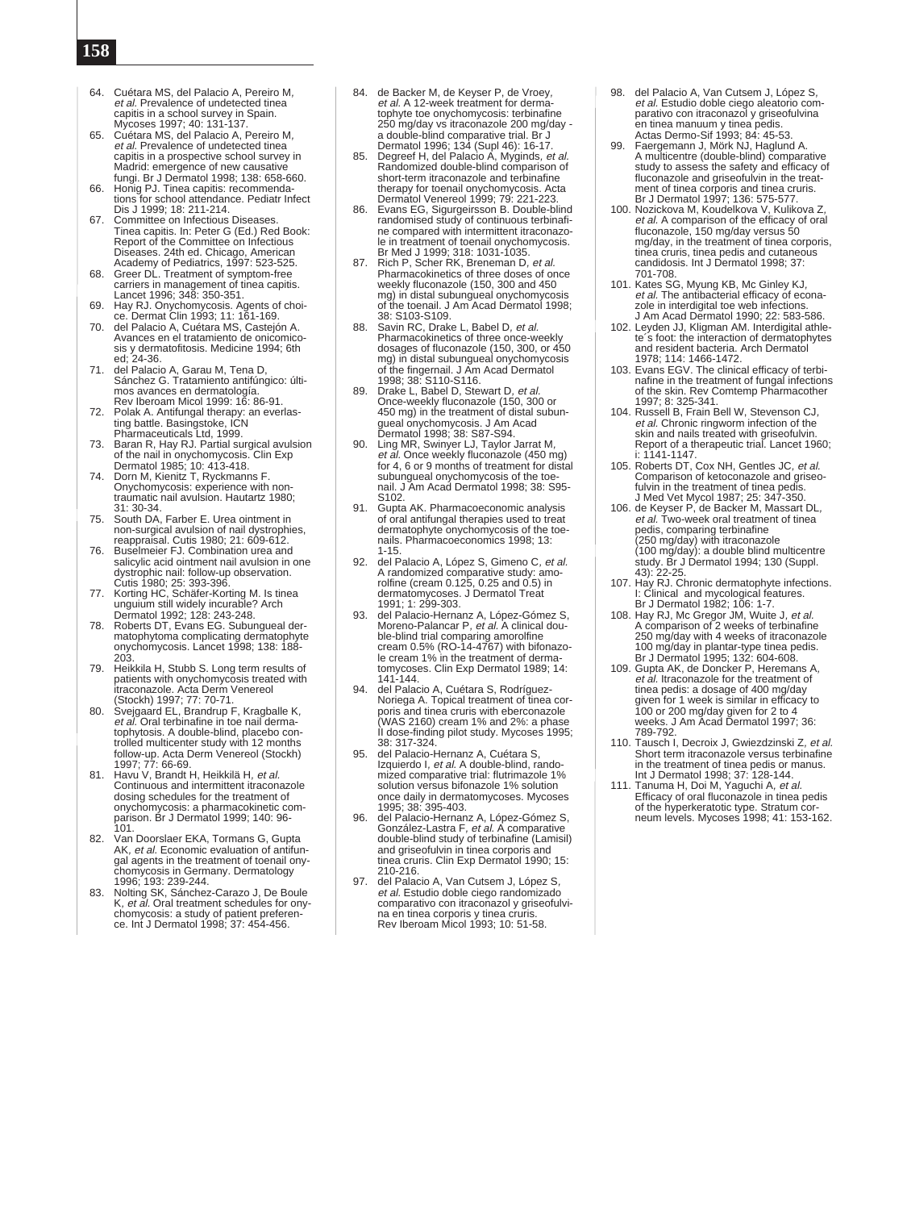64. Cuétara MS, del Palacio A, Pereiro M, *et al.* Prevalence of undetected tinea capitis in a school survey in Spain. Mycoses 1997; 40: 131-137.
65. Cuétara MS, del Palacio A, Pereiro M, *et al.* Prevalence of undetected tinea capitis in a prospective school survey in Madrid: emergence of new causative fungi. Br J Dermatol 1998; 138: 658-660.
66. Honig PJ. Tinea capitis: recommendations for school attendance. Pediatr Infect Dis J 1999; 18: 211-214.
67. Committee on Infectious Diseases. Tinea capitis. In: Peter G (Ed.) Red Book: Report of the Committee on Infectious Diseases. 24th ed. Chicago, American Academy of Pediatrics, 1997: 523-525.
68. Greer DL. Treatment of symptom-free carriers in management of tinea capitis. Lancet 1996; 348: 350-351.
69. Hay RJ. Onychomycosis. Agents of choice. Dermat Clin 1993; 11: 161-169.
70. del Palacio A, Cuétara MS, Castejón A. Avances en el tratamiento de onicomicosis y dermatofitosis. Medicine 1994; 6th ed; 24-36.
71. del Palacio A, Garau M, Tena D, Sánchez G. Tratamiento antifúngico: últimos avances en dermatología. Rev Iberoam Micol 1999: 16: 86-91.
72. Polak A. Antifungal therapy: an everlasting battle. Basingstoke, ICN Pharmaceuticals Ltd, 1999.
73. Baran R, Hay RJ. Partial surgical avulsion of the nail in onychomycosis. Clin Exp Dermatol 1985; 10: 413-418.
74. Dorn M, Kienitz T, Ryckmanns F. Onychomycosis: experience with non-traumatic nail avulsion. Hautartz 1980; 31: 30-34.
75. South DA, Farber E. Urea ointment in non-surgical avulsion of nail dystrophies, reappraisal. Cutis 1980; 21: 609-612.
76. Buselmeier FJ. Combination urea and salicylic acid ointment nail avulsion in one dystrophic nail: follow-up observation. Cutis 1980; 25: 393-396.
77. Korting HC, Schäfer-Korting M. Is tinea unguium still widely incurable? Arch Dermatol 1992; 128: 243-248.
78. Roberts DT, Evans EG. Subungueal dermatophytoma complicating dermatophyte onychomycosis. Lancet 1998; 138: 188-203.
79. Heikkila H, Stubb S. Long term results of patients with onychomycosis treated with itraconazole. Acta Derm Venereol (Stockh) 1997; 77: 70-71.
80. Svejgaard EL, Brandrup F, Kragballe K, *et al.* Oral terbinafine in toe nail dermatophytosis. A double-blind, placebo controlled multicenter study with 12 months follow-up. Acta Derm Venereol (Stockh) 1997; 77: 66-69.
81. Havu V, Brandt H, Heikkilä H, *et al.* Continuous and intermittent itraconazole dosing schedules for the treatment of onychomycosis: a pharmacokinetic comparison. Br J Dermatol 1999; 140: 96-101.
82. Van Doorslaer EKA, Tormans G, Gupta AK, *et al.* Economic evaluation of antifungal agents in the treatment of toenail onychomycosis in Germany. Dermatology 1996; 193: 239-244.
83. Nolting SK, Sánchez-Carazo J, De Boule K, *et al.* Oral treatment schedules for onychomycosis: a study of patient preference. Int J Dermatol 1998; 37: 454-456.
84. de Backer M, de Keyser P, de Vroey, *et al.* A 12-week treatment for dermatophyte toe onychomycosis: terbinafine 250 mg/day vs itraconazole 200 mg/day - a double-blind comparative trial. Br J Dermatol 1996; 134 (Supl 46): 16-17.
85. Degreef H, del Palacio A, Myginds, *et al.* Randomized double-blind comparison of short-term itraconazole and terbinafine therapy for toenail onychomycosis. Acta Dermatol Venereol 1999; 79: 221-223.
86. Evans EG, Sigurgeirsson B. Double-blind randomised study of continuous terbinafine compared with intermittent itraconazole in treatment of toenail onychomycosis. Br Med J 1999; 318: 1031-1035.
87. Rich P, Scher RK, Breneman D, *et al.* Pharmacokinetics of three doses of once weekly fluconazole (150, 300 and 450 mg) in distal subungueal onychomycosis of the toenail. J Am Acad Dermatol 1998; 38: S103-S109.
88. Savin RC, Drake L, Babel D, *et al.* Pharmacokinetics of three once-weekly dosages of fluconazole (150, 300, or 450 mg) in distal subungueal onychomycosis of the fingernail. J Am Acad Dermatol 1998; 38: S110-S116.
89. Drake L, Babel D, Stewart D, *et al.* Once-weekly fluconazole (150, 300 or 450 mg) in the treatment of distal subungueal onychomycosis. J Am Acad Dermatol 1998; 38: S87-S94.
90. Ling MR, Swinyer LJ, Taylor Jarrat M, *et al.* Once weekly fluconazole (450 mg) for 4, 6 or 9 months of treatment for distal subungueal onychomycosis of the toenail. J Am Acad Dermatol 1998; 38: S95-S102.
91. Gupta AK. Pharmacoeconomic analysis of oral antifungal therapies used to treat dermatophyte onychomycosis of the toenails. Pharmacoeconomics 1998; 13: 1-15.
92. del Palacio A, López S, Gimeno C, *et al.* A randomized comparative study: amorolfine (cream 0.125, 0.25 and 0.5) in dermatomycoses. J Dermatol Treat 1991; 1: 299-303.
93. del Palacio-Hernanz A, López-Gómez S, Moreno-Palancar P, *et al.* A clinical double-blind trial comparing amorolfine cream 0.5% (RO-14-4767) with bifonazole cream 1% in the treatment of dermatomycoses. Clin Exp Dermatol 1989; 14: 141-144.
94. del Palacio A, Cuétara S, Rodríguez-Noriega A. Topical treatment of tinea corporis and tinea cruris with eberconazole (WAS 2160) cream 1% and 2%: a phase II dose-finding pilot study. Mycoses 1995; 38: 317-324.
95. del Palacio-Hernanz A, Cuétara S, Izquierdo I, *et al.* A double-blind, randomized comparative trial: flutrimazole 1% solution versus bifonazole 1% solution once daily in dermatomycoses. Mycoses 1995; 38: 395-403.
96. del Palacio-Hernanz A, López-Gómez S, González-Lastra F, *et al.* A comparative double-blind study of terbinafine (Lamisil) and griseofulvin in tinea corporis and tinea cruris. Clin Exp Dermatol 1990; 15: 210-216.
97. del Palacio A, Van Cutsem J, López S, *et al.* Estudio doble ciego randomizado comparativo con itraconazol y griseofulvina en tinea corporis y tinea cruris. Rev Iberoam Micol 1993; 10: 51-58.
98. del Palacio A, Van Cutsem J, López S, *et al.* Estudio doble ciego aleatorio comparativo con itraconazol y griseofulvina en tinea manuum y tinea pedis. Actas Dermo-Sif 1993; 84: 45-53.
99. Faergemann J, Mörk NJ, Haglund A. A multicentre (double-blind) comparative study to assess the safety and efficacy of fluconazole and griseofulvin in the treatment of tinea corporis and tinea cruris. Br J Dermatol 1997; 136: 575-577.
100. Nozickova M, Koudelkova V, Kulikova Z, *et al.* A comparison of the efficacy of oral fluconazole, 150 mg/day versus 50 mg/day, in the treatment of tinea corporis, tinea cruris, tinea pedis and cutaneous candidosis. Int J Dermatol 1998; 37: 701-708.
101. Kates SG, Myung KB, Mc Ginley KJ, *et al.* The antibacterial efficacy of econazole in interdigital toe web infections. J Am Acad Dermatol 1990; 22: 583-586.
102. Leyden JJ, Kligman AM. Interdigital athlete´s foot: the interaction of dermatophytes and resident bacteria. Arch Dermatol 1978; 114: 1466-1472.
103. Evans EGV. The clinical efficacy of terbinafine in the treatment of fungal infections of the skin. Rev Comtemp Pharmacother 1997; 8: 325-341.
104. Russell B, Frain Bell W, Stevenson CJ, *et al.* Chronic ringworm infection of the skin and nails treated with griseofulvin. Report of a therapeutic trial. Lancet 1960; i: 1141-1147.
105. Roberts DT, Cox NH, Gentles JC, *et al.* Comparison of ketoconazole and griseofulvin in the treatment of tinea pedis. J Med Vet Mycol 1987; 25: 347-350.
106. de Keyser P, de Backer M, Massart DL, *et al.* Two-week oral treatment of tinea pedis, comparing terbinafine (250 mg/day) with itraconazole (100 mg/day): a double blind multicentre study. Br J Dermatol 1994; 130 (Suppl. 43): 22-25.
107. Hay RJ. Chronic dermatophyte infections. I: Clinical and mycological features. Br J Dermatol 1982; 106: 1-7.
108. Hay RJ, Mc Gregor JM, Wuite J, *et al.* A comparison of 2 weeks of terbinafine 250 mg/day with 4 weeks of itraconazole 100 mg/day in plantar-type tinea pedis. Br J Dermatol 1995; 132: 604-608.
109. Gupta AK, de Doncker P, Heremans A, *et al.* Itraconazole for the treatment of tinea pedis: a dosage of 400 mg/day given for 1 week is similar in efficacy to 100 or 200 mg/day given for 2 to 4 weeks. J Am Acad Dermatol 1997; 36: 789-792.
110. Tausch I, Decroix J, Gwiezdzinski Z, *et al.* Short term itraconazole versus terbinafine in the treatment of tinea pedis or manus. Int J Dermatol 1998; 37: 128-144.
111. Tanuma H, Doi M, Yaguchi A, *et al.* Efficacy of oral fluconazole in tinea pedis of the hyperkeratotic type. Stratum corneum levels. Mycoses 1998; 41: 153-162.